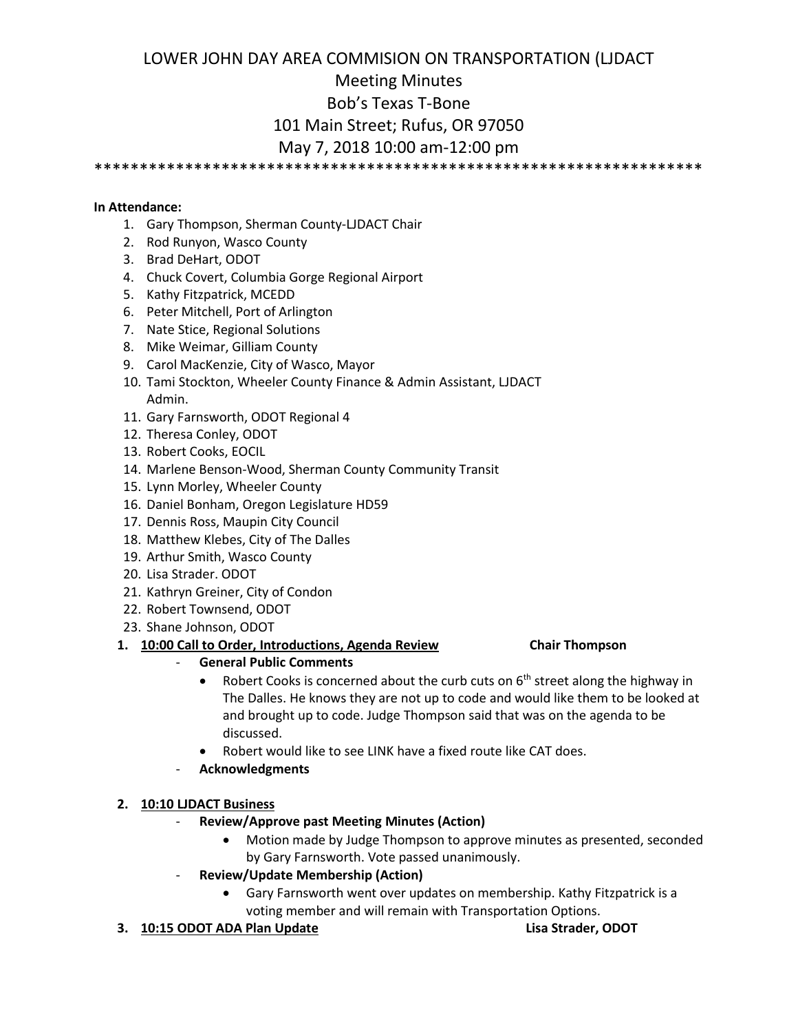# LOWER JOHN DAY AREA COMMISION ON TRANSPORTATION (LJDACT

## Meeting Minutes

## Bob's Texas T-Bone

## 101 Main Street; Rufus, OR 97050

## May 7, 2018 10:00 am-12:00 pm

*******************************************************************

**In Attendance:**

1. Gary Thompson, Sherman County-LJDACT Chair
2. Rod Runyon, Wasco County
3. Brad DeHart, ODOT
4. Chuck Covert, Columbia Gorge Regional Airport
5. Kathy Fitzpatrick, MCEDD
6. Peter Mitchell, Port of Arlington
7. Nate Stice, Regional Solutions
8. Mike Weimar, Gilliam County
9. Carol MacKenzie, City of Wasco, Mayor
10. Tami Stockton, Wheeler County Finance & Admin Assistant, LJDACT Admin.
11. Gary Farnsworth, ODOT Regional 4
12. Theresa Conley, ODOT
13. Robert Cooks, EOCIL
14. Marlene Benson-Wood, Sherman County Community Transit
15. Lynn Morley, Wheeler County
16. Daniel Bonham, Oregon Legislature HD59
17. Dennis Ross, Maupin City Council
18. Matthew Klebes, City of The Dalles
19. Arthur Smith, Wasco County
20. Lisa Strader. ODOT
21. Kathryn Greiner, City of Condon
22. Robert Townsend, ODOT
23. Shane Johnson, ODOT

1. **10:00 Call to Order, Introductions, Agenda Review** — **Chair Thompson**
   - **General Public Comments**
     - Robert Cooks is concerned about the curb cuts on 6th street along the highway in The Dalles. He knows they are not up to code and would like them to be looked at and brought up to code. Judge Thompson said that was on the agenda to be discussed.
     - Robert would like to see LINK have a fixed route like CAT does.
   - **Acknowledgments**

2. **10:10 LJDACT Business**
   - **Review/Approve past Meeting Minutes (Action)**
     - Motion made by Judge Thompson to approve minutes as presented, seconded by Gary Farnsworth. Vote passed unanimously.
   - **Review/Update Membership (Action)**
     - Gary Farnsworth went over updates on membership. Kathy Fitzpatrick is a voting member and will remain with Transportation Options.

3. **10:15 ODOT ADA Plan Update** — **Lisa Strader, ODOT**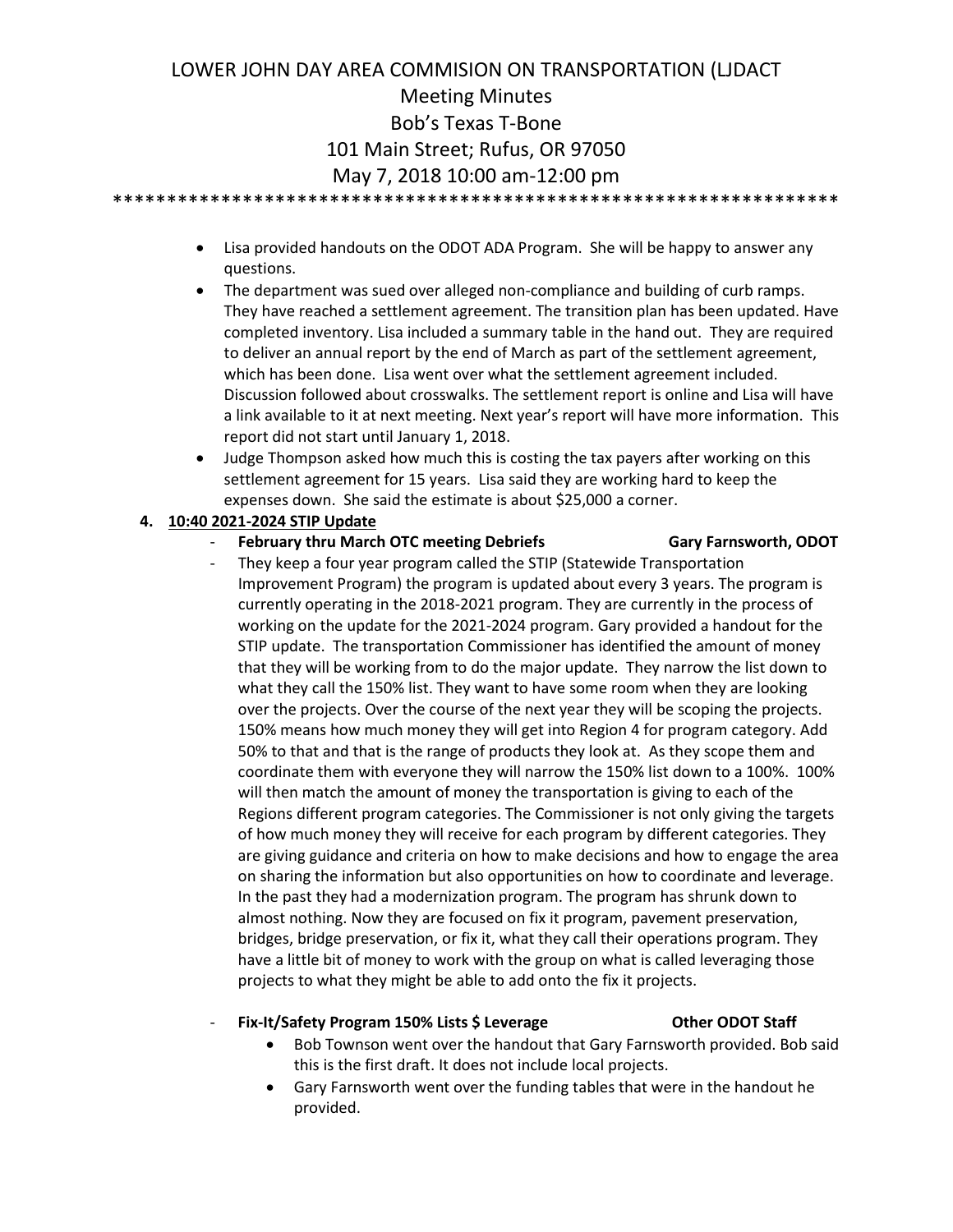LOWER JOHN DAY AREA COMMISION ON TRANSPORTATION (LJDACT

Meeting Minutes

Bob's Texas T-Bone

101 Main Street; Rufus, OR 97050

May 7, 2018 10:00 am-12:00 pm

*******************************************************************

- Lisa provided handouts on the ODOT ADA Program. She will be happy to answer any questions.
- The department was sued over alleged non-compliance and building of curb ramps. They have reached a settlement agreement. The transition plan has been updated. Have completed inventory. Lisa included a summary table in the hand out. They are required to deliver an annual report by the end of March as part of the settlement agreement, which has been done. Lisa went over what the settlement agreement included. Discussion followed about crosswalks. The settlement report is online and Lisa will have a link available to it at next meeting. Next year's report will have more information. This report did not start until January 1, 2018.
- Judge Thompson asked how much this is costing the tax payers after working on this settlement agreement for 15 years. Lisa said they are working hard to keep the expenses down. She said the estimate is about $25,000 a corner.

4. **10:40 2021-2024 STIP Update**
   - **February thru March OTC meeting Debriefs** **Gary Farnsworth, ODOT**
   - They keep a four year program called the STIP (Statewide Transportation Improvement Program) the program is updated about every 3 years. The program is currently operating in the 2018-2021 program. They are currently in the process of working on the update for the 2021-2024 program. Gary provided a handout for the STIP update. The transportation Commissioner has identified the amount of money that they will be working from to do the major update. They narrow the list down to what they call the 150% list. They want to have some room when they are looking over the projects. Over the course of the next year they will be scoping the projects. 150% means how much money they will get into Region 4 for program category. Add 50% to that and that is the range of products they look at. As they scope them and coordinate them with everyone they will narrow the 150% list down to a 100%. 100% will then match the amount of money the transportation is giving to each of the Regions different program categories. The Commissioner is not only giving the targets of how much money they will receive for each program by different categories. They are giving guidance and criteria on how to make decisions and how to engage the area on sharing the information but also opportunities on how to coordinate and leverage. In the past they had a modernization program. The program has shrunk down to almost nothing. Now they are focused on fix it program, pavement preservation, bridges, bridge preservation, or fix it, what they call their operations program. They have a little bit of money to work with the group on what is called leveraging those projects to what they might be able to add onto the fix it projects.

   - **Fix-It/Safety Program 150% Lists $ Leverage** **Other ODOT Staff**
     - Bob Townson went over the handout that Gary Farnsworth provided. Bob said this is the first draft. It does not include local projects.
     - Gary Farnsworth went over the funding tables that were in the handout he provided.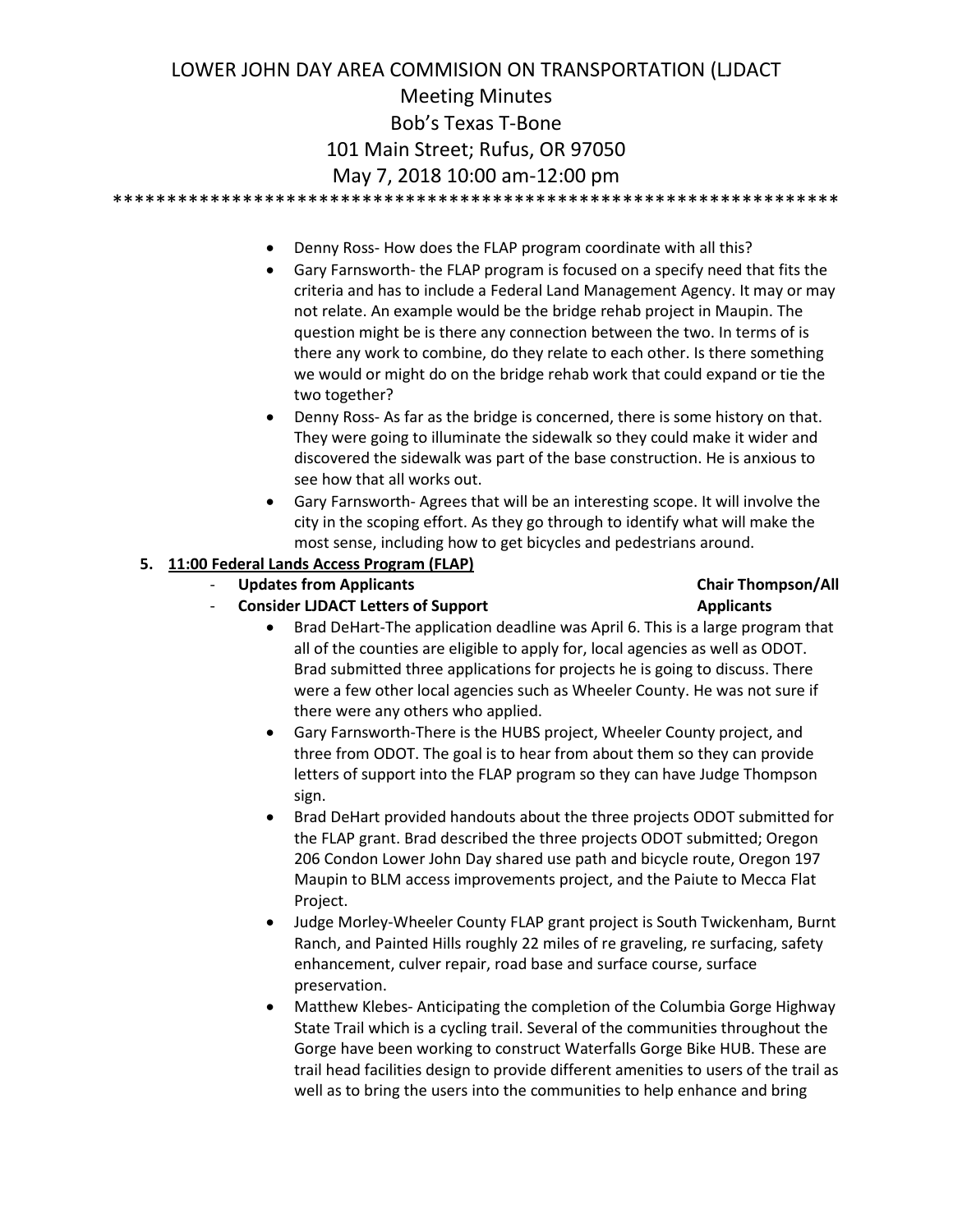LOWER JOHN DAY AREA COMMISION ON TRANSPORTATION (LJDACT
Meeting Minutes
Bob's Texas T-Bone
101 Main Street; Rufus, OR 97050
May 7, 2018 10:00 am-12:00 pm

*******************************************************************

- Denny Ross- How does the FLAP program coordinate with all this?
- Gary Farnsworth- the FLAP program is focused on a specify need that fits the criteria and has to include a Federal Land Management Agency. It may or may not relate. An example would be the bridge rehab project in Maupin. The question might be is there any connection between the two. In terms of is there any work to combine, do they relate to each other. Is there something we would or might do on the bridge rehab work that could expand or tie the two together?
- Denny Ross- As far as the bridge is concerned, there is some history on that. They were going to illuminate the sidewalk so they could make it wider and discovered the sidewalk was part of the base construction. He is anxious to see how that all works out.
- Gary Farnsworth- Agrees that will be an interesting scope. It will involve the city in the scoping effort. As they go through to identify what will make the most sense, including how to get bicycles and pedestrians around.

**5. 11:00 Federal Lands Access Program (FLAP)**

- **Updates from Applicants** — **Chair Thompson/All**
- **Consider LJDACT Letters of Support** — **Applicants**

  - Brad DeHart-The application deadline was April 6. This is a large program that all of the counties are eligible to apply for, local agencies as well as ODOT. Brad submitted three applications for projects he is going to discuss. There were a few other local agencies such as Wheeler County. He was not sure if there were any others who applied.
  - Gary Farnsworth-There is the HUBS project, Wheeler County project, and three from ODOT. The goal is to hear from about them so they can provide letters of support into the FLAP program so they can have Judge Thompson sign.
  - Brad DeHart provided handouts about the three projects ODOT submitted for the FLAP grant. Brad described the three projects ODOT submitted; Oregon 206 Condon Lower John Day shared use path and bicycle route, Oregon 197 Maupin to BLM access improvements project, and the Paiute to Mecca Flat Project.
  - Judge Morley-Wheeler County FLAP grant project is South Twickenham, Burnt Ranch, and Painted Hills roughly 22 miles of re graveling, re surfacing, safety enhancement, culver repair, road base and surface course, surface preservation.
  - Matthew Klebes- Anticipating the completion of the Columbia Gorge Highway State Trail which is a cycling trail. Several of the communities throughout the Gorge have been working to construct Waterfalls Gorge Bike HUB. These are trail head facilities design to provide different amenities to users of the trail as well as to bring the users into the communities to help enhance and bring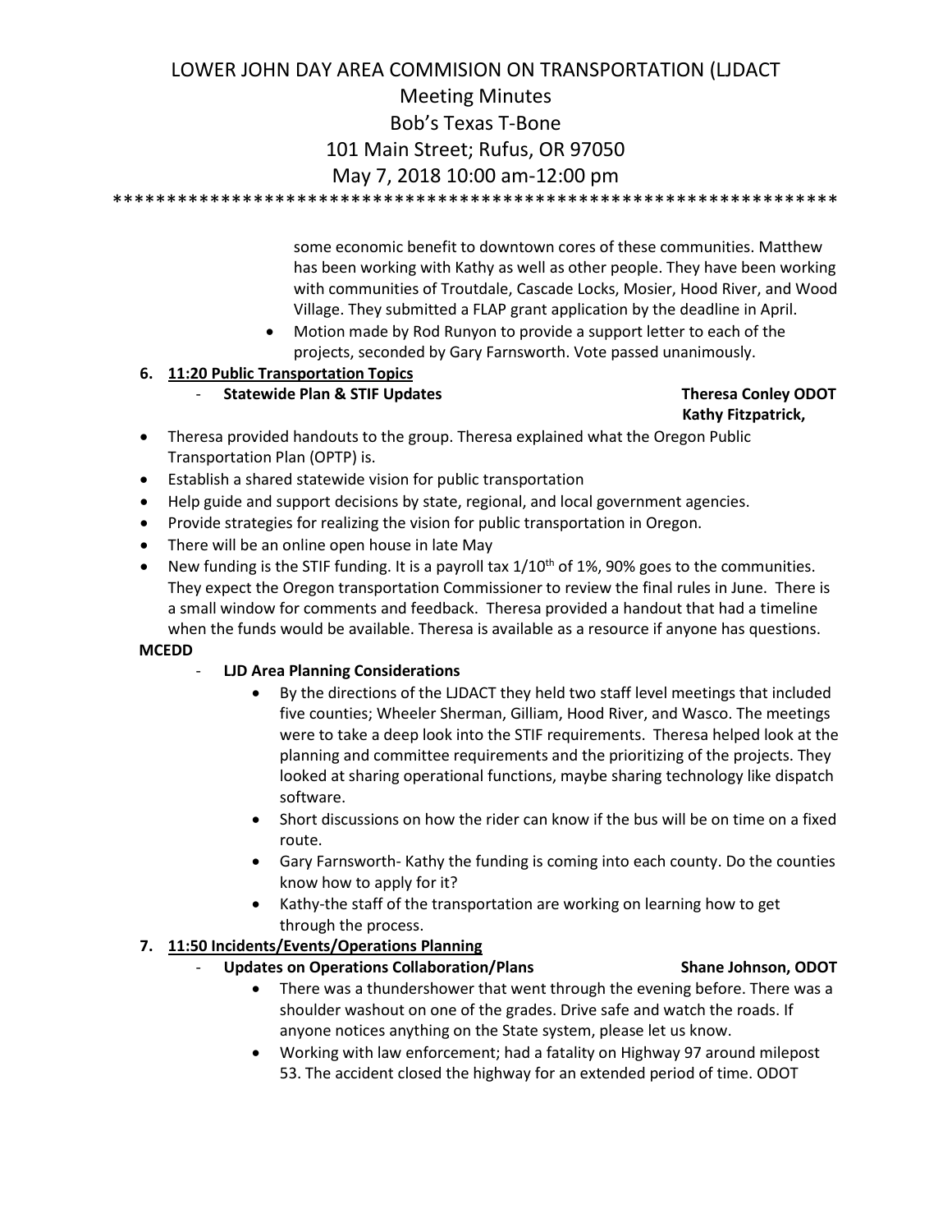LOWER JOHN DAY AREA COMMISION ON TRANSPORTATION (LJDACT

Meeting Minutes

Bob's Texas T-Bone

101 Main Street; Rufus, OR 97050

May 7, 2018 10:00 am-12:00 pm

*******************************************************************

some economic benefit to downtown cores of these communities. Matthew has been working with Kathy as well as other people. They have been working with communities of Troutdale, Cascade Locks, Mosier, Hood River, and Wood Village. They submitted a FLAP grant application by the deadline in April.

- Motion made by Rod Runyon to provide a support letter to each of the projects, seconded by Gary Farnsworth. Vote passed unanimously.

**6. 11:20 Public Transportation Topics**

- **Statewide Plan & STIF Updates** **Theresa Conley ODOT**
  **Kathy Fitzpatrick, MCEDD**

- Theresa provided handouts to the group. Theresa explained what the Oregon Public Transportation Plan (OPTP) is.
- Establish a shared statewide vision for public transportation
- Help guide and support decisions by state, regional, and local government agencies.
- Provide strategies for realizing the vision for public transportation in Oregon.
- There will be an online open house in late May
- New funding is the STIF funding. It is a payroll tax 1/10th of 1%, 90% goes to the communities. They expect the Oregon transportation Commissioner to review the final rules in June. There is a small window for comments and feedback. Theresa provided a handout that had a timeline when the funds would be available. Theresa is available as a resource if anyone has questions.

- **LJD Area Planning Considerations**
  - By the directions of the LJDACT they held two staff level meetings that included five counties; Wheeler Sherman, Gilliam, Hood River, and Wasco. The meetings were to take a deep look into the STIF requirements. Theresa helped look at the planning and committee requirements and the prioritizing of the projects. They looked at sharing operational functions, maybe sharing technology like dispatch software.
  - Short discussions on how the rider can know if the bus will be on time on a fixed route.
  - Gary Farnsworth- Kathy the funding is coming into each county. Do the counties know how to apply for it?
  - Kathy-the staff of the transportation are working on learning how to get through the process.

**7. 11:50 Incidents/Events/Operations Planning**

- **Updates on Operations Collaboration/Plans** **Shane Johnson, ODOT**
  - There was a thundershower that went through the evening before. There was a shoulder washout on one of the grades. Drive safe and watch the roads. If anyone notices anything on the State system, please let us know.
  - Working with law enforcement; had a fatality on Highway 97 around milepost 53. The accident closed the highway for an extended period of time. ODOT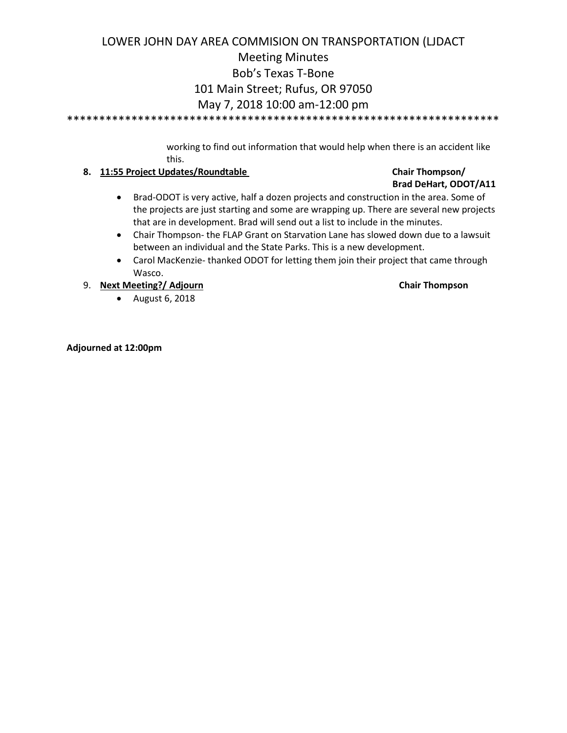working to find out information that would help when there is an accident like this.

**8. 11:55 Project Updates/Roundtable** **Chair Thompson/ Brad DeHart, ODOT/A11**

- Brad-ODOT is very active, half a dozen projects and construction in the area. Some of the projects are just starting and some are wrapping up. There are several new projects that are in development. Brad will send out a list to include in the minutes.
- Chair Thompson- the FLAP Grant on Starvation Lane has slowed down due to a lawsuit between an individual and the State Parks. This is a new development.
- Carol MacKenzie- thanked ODOT for letting them join their project that came through Wasco.

9. **Next Meeting?/ Adjourn** **Chair Thompson**

- August 6, 2018

**Adjourned at 12:00pm**